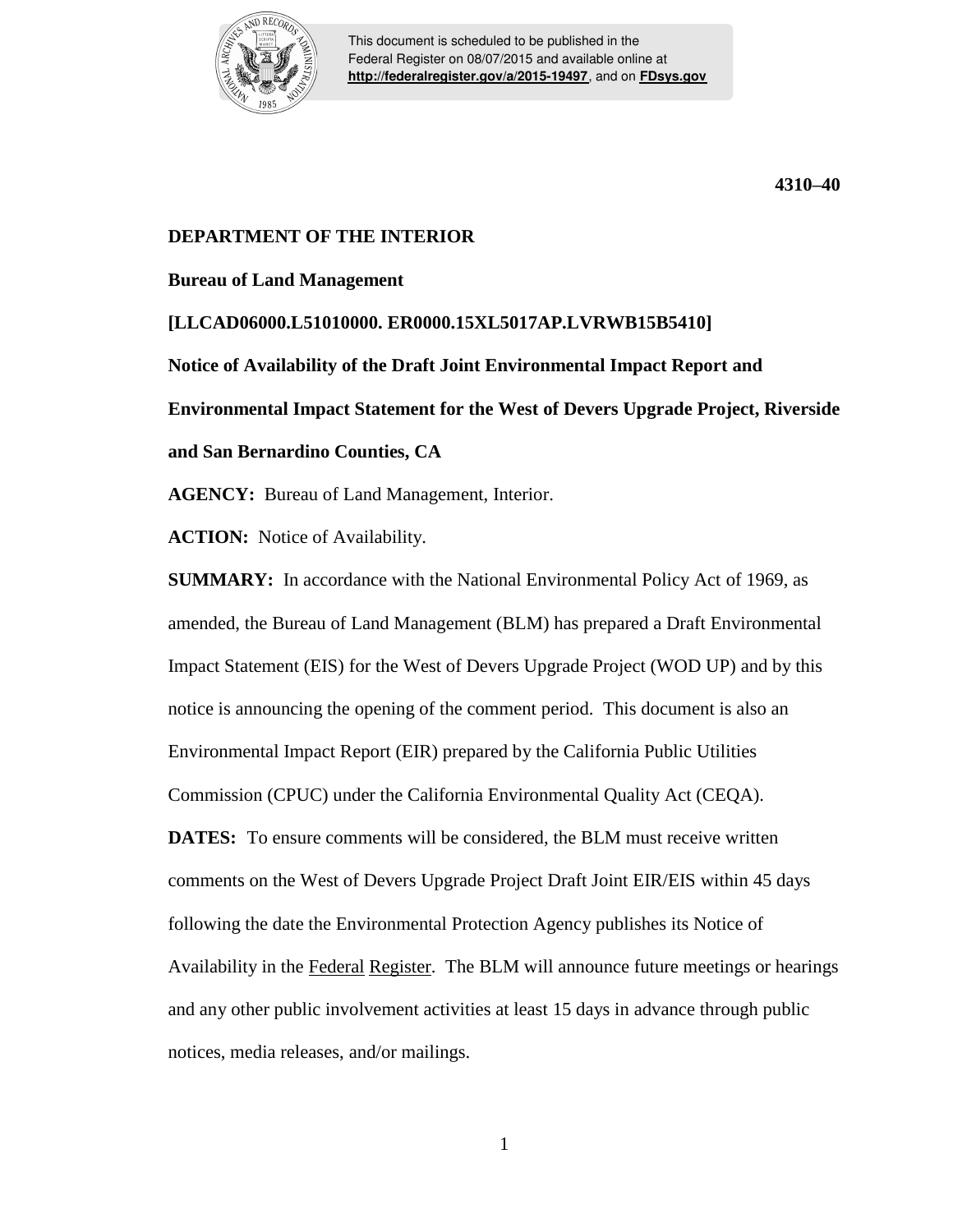4310–40

**DEPARTMENT OF THE INTERIOR**

**Bureau of Land Management**

**[LLCAD06000.L51010000. ER0000.15XL5017AP.LVRWB15B5410]**

**Notice of Availability of the Draft Joint Environmental Impact Report and Environmental Impact Statement for the West of Devers Upgrade Project, Riverside and San Bernardino Counties, CA**

**AGENCY:** Bureau of Land Management, Interior.

**ACTION:** Notice of Availability.

**SUMMARY:** In accordance with the National Environmental Policy Act of 1969, as amended, the Bureau of Land Management (BLM) has prepared a Draft Environmental Impact Statement (EIS) for the West of Devers Upgrade Project (WOD UP) and by this notice is announcing the opening of the comment period. This document is also an Environmental Impact Report (EIR) prepared by the California Public Utilities Commission (CPUC) under the California Environmental Quality Act (CEQA).

**DATES:** To ensure comments will be considered, the BLM must receive written comments on the West of Devers Upgrade Project Draft Joint EIR/EIS within 45 days following the date the Environmental Protection Agency publishes its Notice of Availability in the Federal Register. The BLM will announce future meetings or hearings and any other public involvement activities at least 15 days in advance through public notices, media releases, and/or mailings.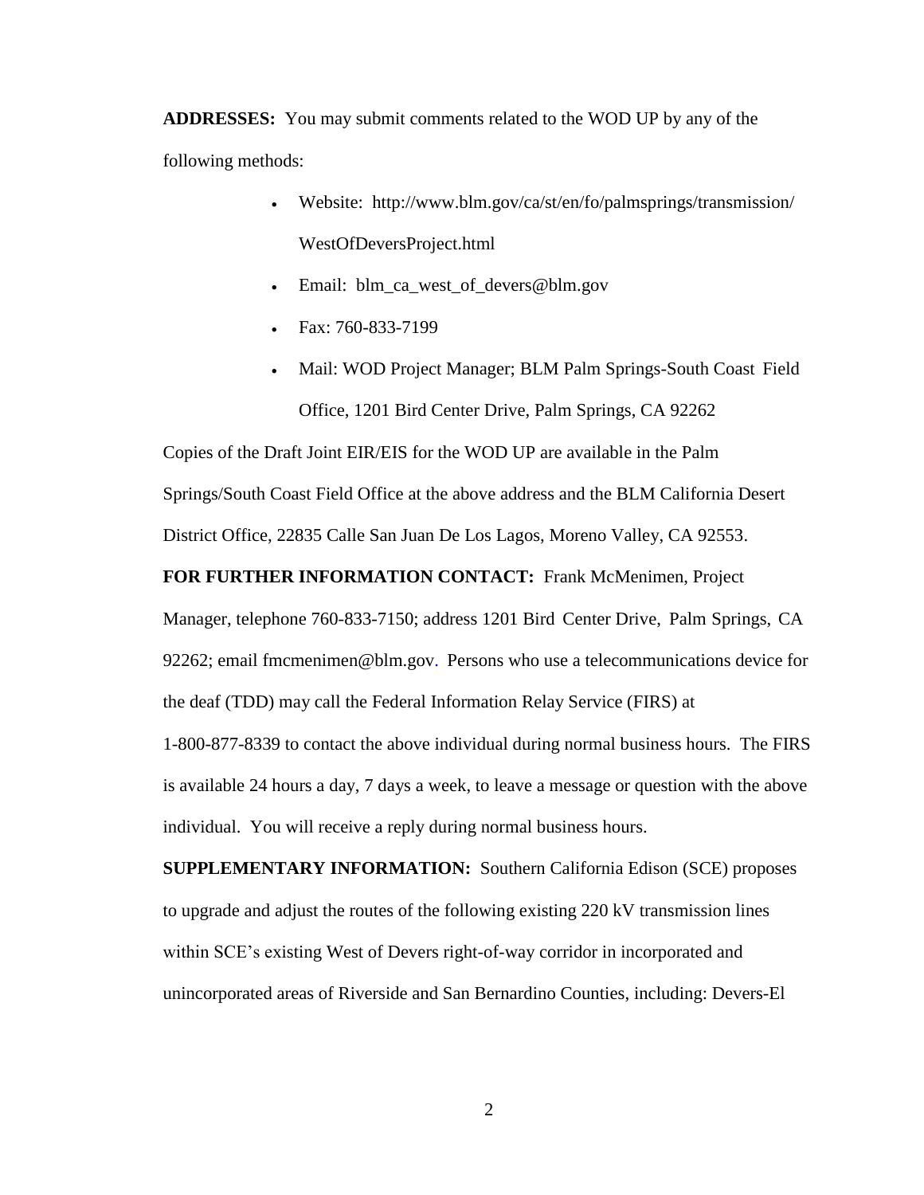**ADDRESSES:** You may submit comments related to the WOD UP by any of the following methods:

- Website: http://www.blm.gov/ca/st/en/fo/palmsprings/transmission/WestOfDeversProject.html
- Email: blm_ca_west_of_devers@blm.gov
- Fax: 760-833-7199
- Mail: WOD Project Manager; BLM Palm Springs-South Coast Field Office, 1201 Bird Center Drive, Palm Springs, CA 92262

Copies of the Draft Joint EIR/EIS for the WOD UP are available in the Palm Springs/South Coast Field Office at the above address and the BLM California Desert District Office, 22835 Calle San Juan De Los Lagos, Moreno Valley, CA 92553.

**FOR FURTHER INFORMATION CONTACT:** Frank McMenimen, Project Manager, telephone 760-833-7150; address 1201 Bird Center Drive, Palm Springs, CA 92262; email fmcmenimen@blm.gov. Persons who use a telecommunications device for the deaf (TDD) may call the Federal Information Relay Service (FIRS) at 1-800-877-8339 to contact the above individual during normal business hours. The FIRS is available 24 hours a day, 7 days a week, to leave a message or question with the above individual. You will receive a reply during normal business hours.

**SUPPLEMENTARY INFORMATION:** Southern California Edison (SCE) proposes to upgrade and adjust the routes of the following existing 220 kV transmission lines within SCE's existing West of Devers right-of-way corridor in incorporated and unincorporated areas of Riverside and San Bernardino Counties, including: Devers-El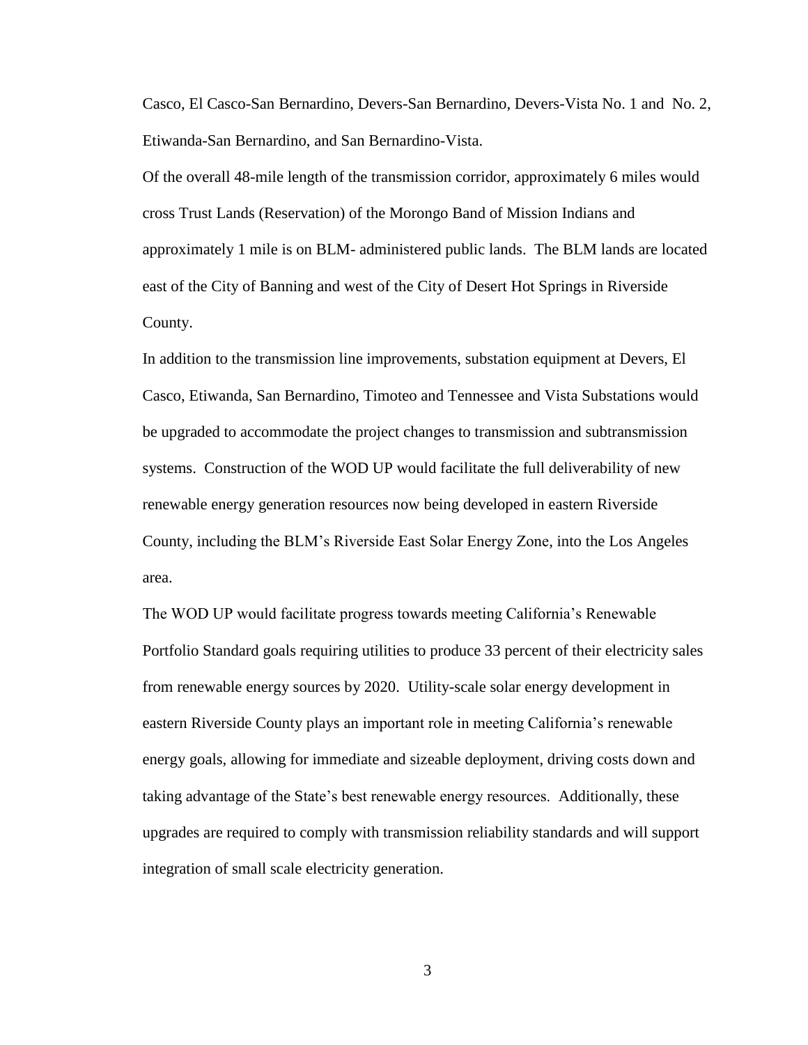Casco, El Casco-San Bernardino, Devers-San Bernardino, Devers-Vista No. 1 and No. 2, Etiwanda-San Bernardino, and San Bernardino-Vista.

Of the overall 48-mile length of the transmission corridor, approximately 6 miles would cross Trust Lands (Reservation) of the Morongo Band of Mission Indians and approximately 1 mile is on BLM- administered public lands. The BLM lands are located east of the City of Banning and west of the City of Desert Hot Springs in Riverside County.

In addition to the transmission line improvements, substation equipment at Devers, El Casco, Etiwanda, San Bernardino, Timoteo and Tennessee and Vista Substations would be upgraded to accommodate the project changes to transmission and subtransmission systems. Construction of the WOD UP would facilitate the full deliverability of new renewable energy generation resources now being developed in eastern Riverside County, including the BLM's Riverside East Solar Energy Zone, into the Los Angeles area.

The WOD UP would facilitate progress towards meeting California's Renewable Portfolio Standard goals requiring utilities to produce 33 percent of their electricity sales from renewable energy sources by 2020. Utility-scale solar energy development in eastern Riverside County plays an important role in meeting California's renewable energy goals, allowing for immediate and sizeable deployment, driving costs down and taking advantage of the State's best renewable energy resources. Additionally, these upgrades are required to comply with transmission reliability standards and will support integration of small scale electricity generation.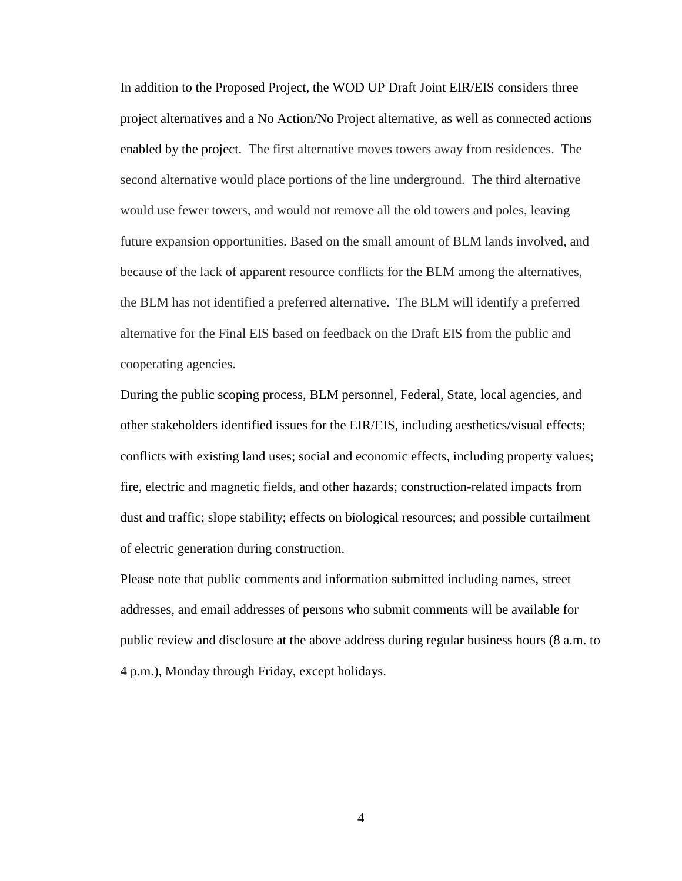In addition to the Proposed Project, the WOD UP Draft Joint EIR/EIS considers three project alternatives and a No Action/No Project alternative, as well as connected actions enabled by the project. The first alternative moves towers away from residences. The second alternative would place portions of the line underground. The third alternative would use fewer towers, and would not remove all the old towers and poles, leaving future expansion opportunities. Based on the small amount of BLM lands involved, and because of the lack of apparent resource conflicts for the BLM among the alternatives, the BLM has not identified a preferred alternative. The BLM will identify a preferred alternative for the Final EIS based on feedback on the Draft EIS from the public and cooperating agencies.

During the public scoping process, BLM personnel, Federal, State, local agencies, and other stakeholders identified issues for the EIR/EIS, including aesthetics/visual effects; conflicts with existing land uses; social and economic effects, including property values; fire, electric and magnetic fields, and other hazards; construction-related impacts from dust and traffic; slope stability; effects on biological resources; and possible curtailment of electric generation during construction.

Please note that public comments and information submitted including names, street addresses, and email addresses of persons who submit comments will be available for public review and disclosure at the above address during regular business hours (8 a.m. to 4 p.m.), Monday through Friday, except holidays.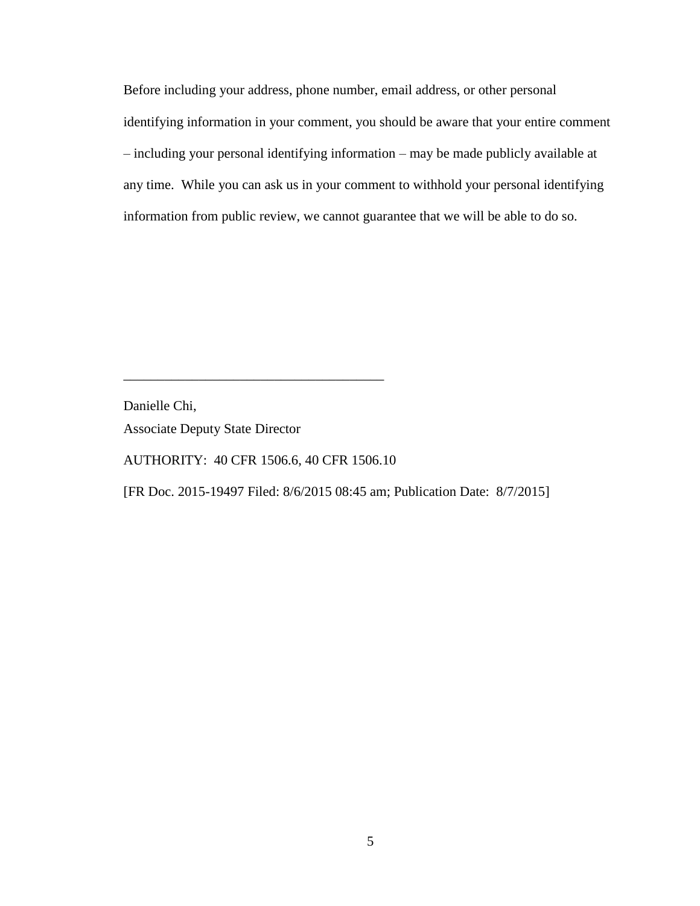Before including your address, phone number, email address, or other personal identifying information in your comment, you should be aware that your entire comment – including your personal identifying information – may be made publicly available at any time. While you can ask us in your comment to withhold your personal identifying information from public review, we cannot guarantee that we will be able to do so.

\_\_\_\_\_\_\_\_\_\_\_\_\_\_\_\_\_\_\_\_\_\_\_\_\_\_\_\_\_\_\_\_\_\_\_\_\_\_

Danielle Chi,

Associate Deputy State Director

AUTHORITY: 40 CFR 1506.6, 40 CFR 1506.10

[FR Doc. 2015-19497 Filed: 8/6/2015 08:45 am; Publication Date: 8/7/2015]